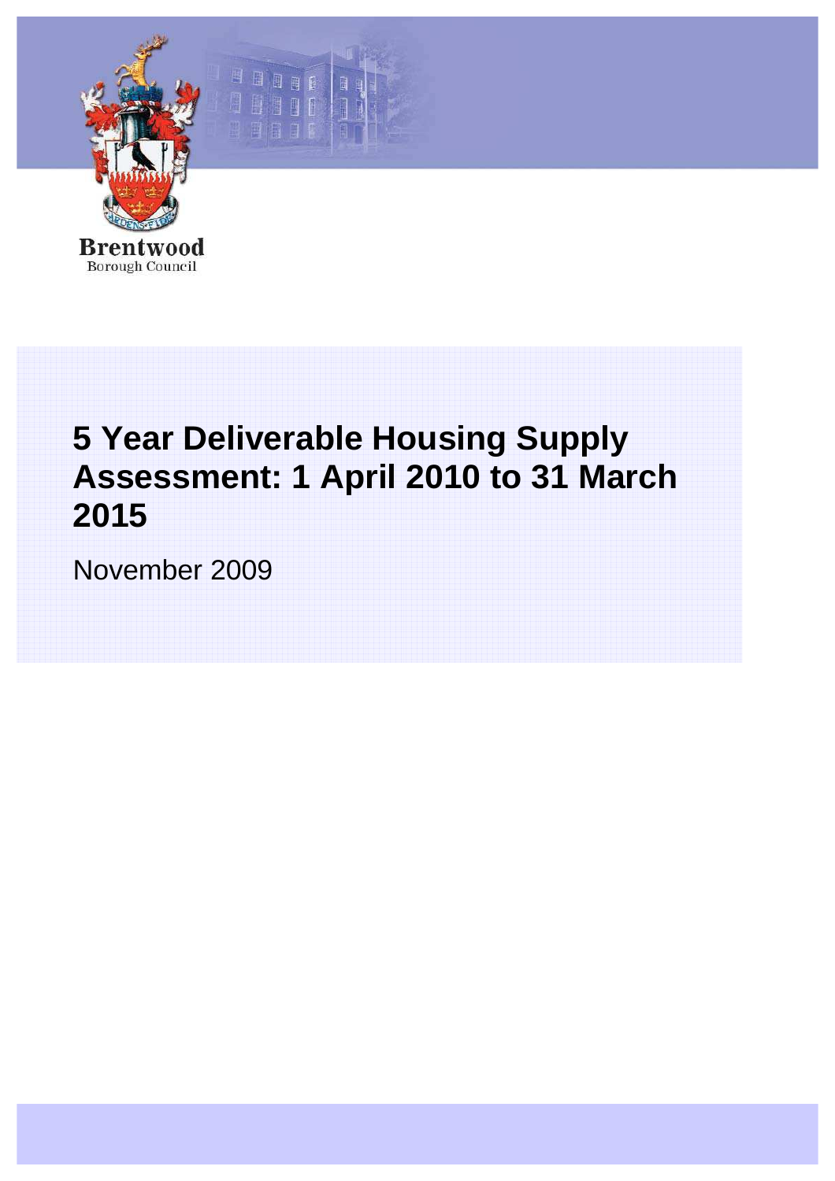Brentwood
Borough Council

# 5 Year Deliverable Housing Supply Assessment: 1 April 2010 to 31 March 2015

November 2009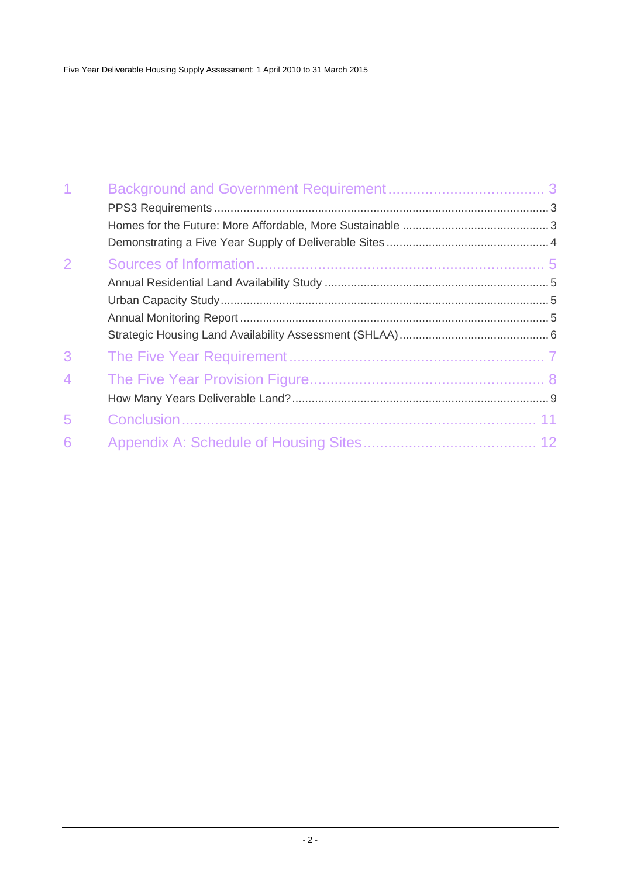1 Background and Government Requirement ..................................... 3
- PPS3 Requirements ..................................... 3
- Homes for the Future: More Affordable, More Sustainable ..................................... 3
- Demonstrating a Five Year Supply of Deliverable Sites ..................................... 4

2 Sources of Information ..................................... 5
- Annual Residential Land Availability Study ..................................... 5
- Urban Capacity Study ..................................... 5
- Annual Monitoring Report ..................................... 5
- Strategic Housing Land Availability Assessment (SHLAA) ..................................... 6

3 The Five Year Requirement ..................................... 7

4 The Five Year Provision Figure ..................................... 8
- How Many Years Deliverable Land? ..................................... 9

5 Conclusion ..................................... 11

6 Appendix A: Schedule of Housing Sites ..................................... 12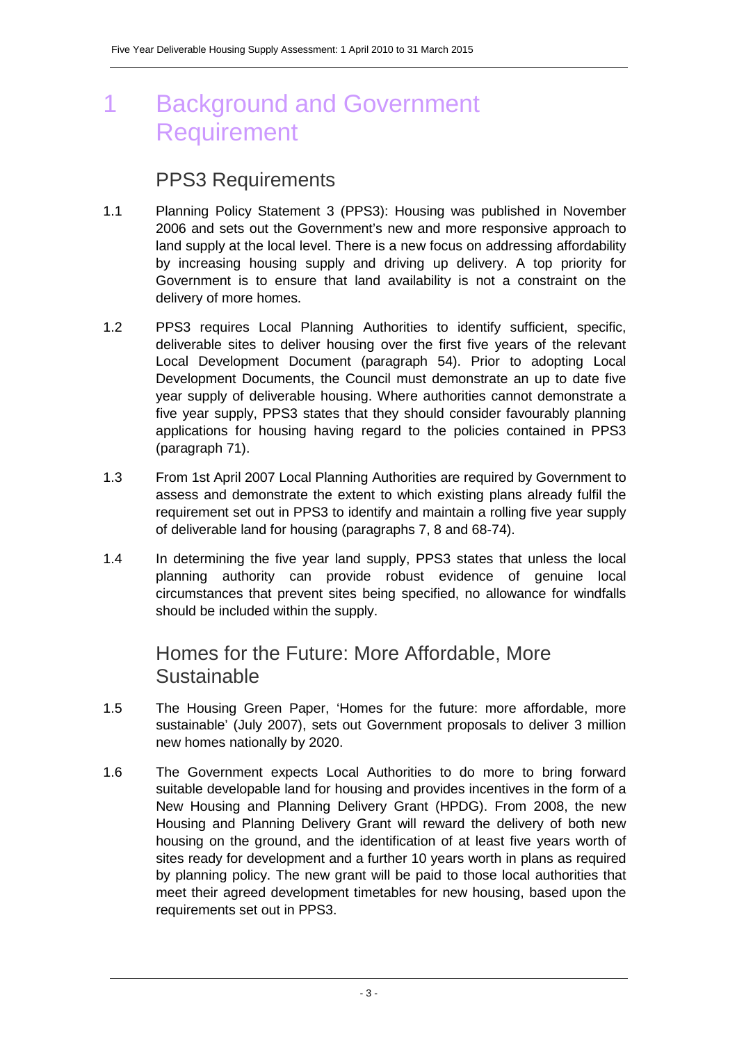# 1 Background and Government Requirement

## PPS3 Requirements

1.1 Planning Policy Statement 3 (PPS3): Housing was published in November 2006 and sets out the Government's new and more responsive approach to land supply at the local level. There is a new focus on addressing affordability by increasing housing supply and driving up delivery. A top priority for Government is to ensure that land availability is not a constraint on the delivery of more homes.

1.2 PPS3 requires Local Planning Authorities to identify sufficient, specific, deliverable sites to deliver housing over the first five years of the relevant Local Development Document (paragraph 54). Prior to adopting Local Development Documents, the Council must demonstrate an up to date five year supply of deliverable housing. Where authorities cannot demonstrate a five year supply, PPS3 states that they should consider favourably planning applications for housing having regard to the policies contained in PPS3 (paragraph 71).

1.3 From 1st April 2007 Local Planning Authorities are required by Government to assess and demonstrate the extent to which existing plans already fulfil the requirement set out in PPS3 to identify and maintain a rolling five year supply of deliverable land for housing (paragraphs 7, 8 and 68-74).

1.4 In determining the five year land supply, PPS3 states that unless the local planning authority can provide robust evidence of genuine local circumstances that prevent sites being specified, no allowance for windfalls should be included within the supply.

## Homes for the Future: More Affordable, More Sustainable

1.5 The Housing Green Paper, 'Homes for the future: more affordable, more sustainable' (July 2007), sets out Government proposals to deliver 3 million new homes nationally by 2020.

1.6 The Government expects Local Authorities to do more to bring forward suitable developable land for housing and provides incentives in the form of a New Housing and Planning Delivery Grant (HPDG). From 2008, the new Housing and Planning Delivery Grant will reward the delivery of both new housing on the ground, and the identification of at least five years worth of sites ready for development and a further 10 years worth in plans as required by planning policy. The new grant will be paid to those local authorities that meet their agreed development timetables for new housing, based upon the requirements set out in PPS3.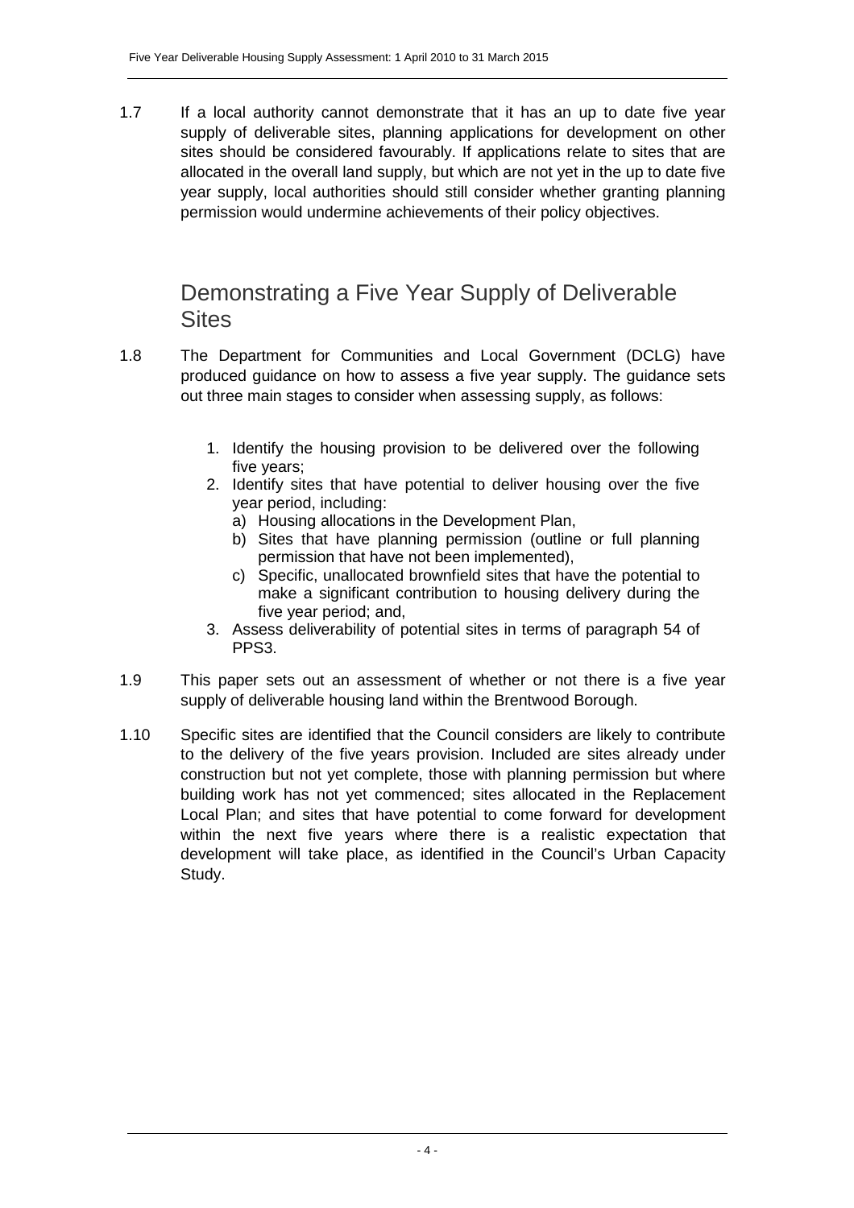1.7 If a local authority cannot demonstrate that it has an up to date five year supply of deliverable sites, planning applications for development on other sites should be considered favourably. If applications relate to sites that are allocated in the overall land supply, but which are not yet in the up to date five year supply, local authorities should still consider whether granting planning permission would undermine achievements of their policy objectives.

## Demonstrating a Five Year Supply of Deliverable Sites

1.8 The Department for Communities and Local Government (DCLG) have produced guidance on how to assess a five year supply. The guidance sets out three main stages to consider when assessing supply, as follows:

1. Identify the housing provision to be delivered over the following five years;
2. Identify sites that have potential to deliver housing over the five year period, including:
   a) Housing allocations in the Development Plan,
   b) Sites that have planning permission (outline or full planning permission that have not been implemented),
   c) Specific, unallocated brownfield sites that have the potential to make a significant contribution to housing delivery during the five year period; and,
3. Assess deliverability of potential sites in terms of paragraph 54 of PPS3.

1.9 This paper sets out an assessment of whether or not there is a five year supply of deliverable housing land within the Brentwood Borough.

1.10 Specific sites are identified that the Council considers are likely to contribute to the delivery of the five years provision. Included are sites already under construction but not yet complete, those with planning permission but where building work has not yet commenced; sites allocated in the Replacement Local Plan; and sites that have potential to come forward for development within the next five years where there is a realistic expectation that development will take place, as identified in the Council's Urban Capacity Study.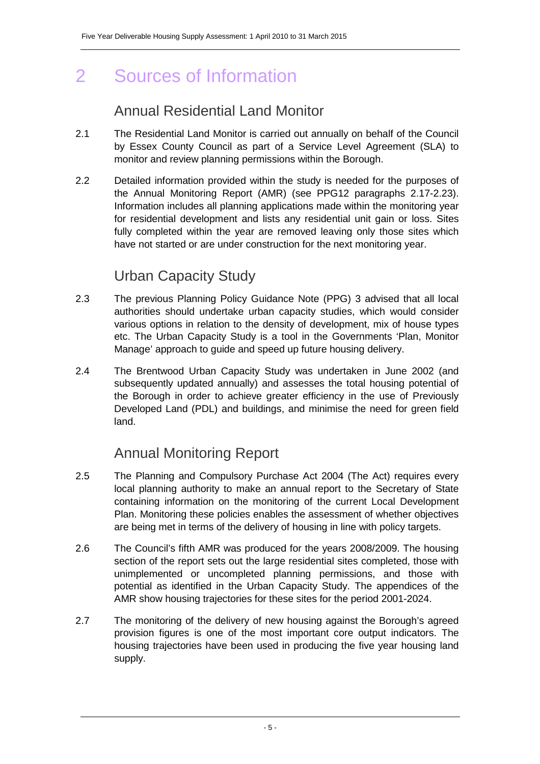# 2 Sources of Information

## Annual Residential Land Monitor

2.1 The Residential Land Monitor is carried out annually on behalf of the Council by Essex County Council as part of a Service Level Agreement (SLA) to monitor and review planning permissions within the Borough.

2.2 Detailed information provided within the study is needed for the purposes of the Annual Monitoring Report (AMR) (see PPG12 paragraphs 2.17-2.23). Information includes all planning applications made within the monitoring year for residential development and lists any residential unit gain or loss. Sites fully completed within the year are removed leaving only those sites which have not started or are under construction for the next monitoring year.

## Urban Capacity Study

2.3 The previous Planning Policy Guidance Note (PPG) 3 advised that all local authorities should undertake urban capacity studies, which would consider various options in relation to the density of development, mix of house types etc. The Urban Capacity Study is a tool in the Governments 'Plan, Monitor Manage' approach to guide and speed up future housing delivery.

2.4 The Brentwood Urban Capacity Study was undertaken in June 2002 (and subsequently updated annually) and assesses the total housing potential of the Borough in order to achieve greater efficiency in the use of Previously Developed Land (PDL) and buildings, and minimise the need for green field land.

## Annual Monitoring Report

2.5 The Planning and Compulsory Purchase Act 2004 (The Act) requires every local planning authority to make an annual report to the Secretary of State containing information on the monitoring of the current Local Development Plan. Monitoring these policies enables the assessment of whether objectives are being met in terms of the delivery of housing in line with policy targets.

2.6 The Council's fifth AMR was produced for the years 2008/2009. The housing section of the report sets out the large residential sites completed, those with unimplemented or uncompleted planning permissions, and those with potential as identified in the Urban Capacity Study. The appendices of the AMR show housing trajectories for these sites for the period 2001-2024.

2.7 The monitoring of the delivery of new housing against the Borough's agreed provision figures is one of the most important core output indicators. The housing trajectories have been used in producing the five year housing land supply.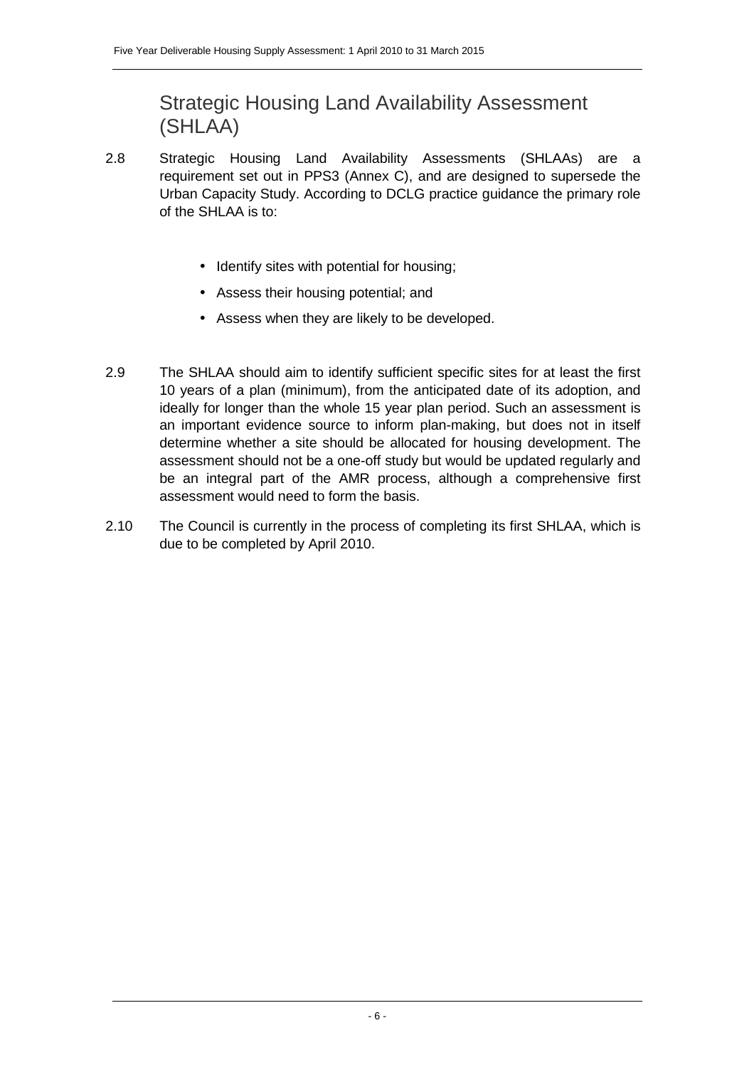## Strategic Housing Land Availability Assessment (SHLAA)

2.8 Strategic Housing Land Availability Assessments (SHLAAs) are a requirement set out in PPS3 (Annex C), and are designed to supersede the Urban Capacity Study. According to DCLG practice guidance the primary role of the SHLAA is to:

- Identify sites with potential for housing;
- Assess their housing potential; and
- Assess when they are likely to be developed.

2.9 The SHLAA should aim to identify sufficient specific sites for at least the first 10 years of a plan (minimum), from the anticipated date of its adoption, and ideally for longer than the whole 15 year plan period. Such an assessment is an important evidence source to inform plan-making, but does not in itself determine whether a site should be allocated for housing development. The assessment should not be a one-off study but would be updated regularly and be an integral part of the AMR process, although a comprehensive first assessment would need to form the basis.

2.10 The Council is currently in the process of completing its first SHLAA, which is due to be completed by April 2010.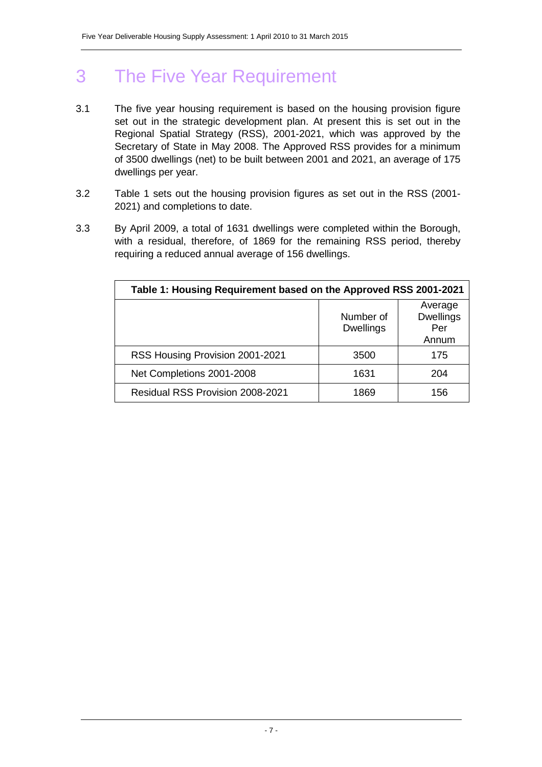# 3 The Five Year Requirement

3.1 The five year housing requirement is based on the housing provision figure set out in the strategic development plan. At present this is set out in the Regional Spatial Strategy (RSS), 2001-2021, which was approved by the Secretary of State in May 2008. The Approved RSS provides for a minimum of 3500 dwellings (net) to be built between 2001 and 2021, an average of 175 dwellings per year.

3.2 Table 1 sets out the housing provision figures as set out in the RSS (2001-2021) and completions to date.

3.3 By April 2009, a total of 1631 dwellings were completed within the Borough, with a residual, therefore, of 1869 for the remaining RSS period, thereby requiring a reduced annual average of 156 dwellings.

**Table 1: Housing Requirement based on the Approved RSS 2001-2021**

| | Number of Dwellings | Average Dwellings Per Annum |
|---|---|---|
| RSS Housing Provision 2001-2021 | 3500 | 175 |
| Net Completions 2001-2008 | 1631 | 204 |
| Residual RSS Provision 2008-2021 | 1869 | 156 |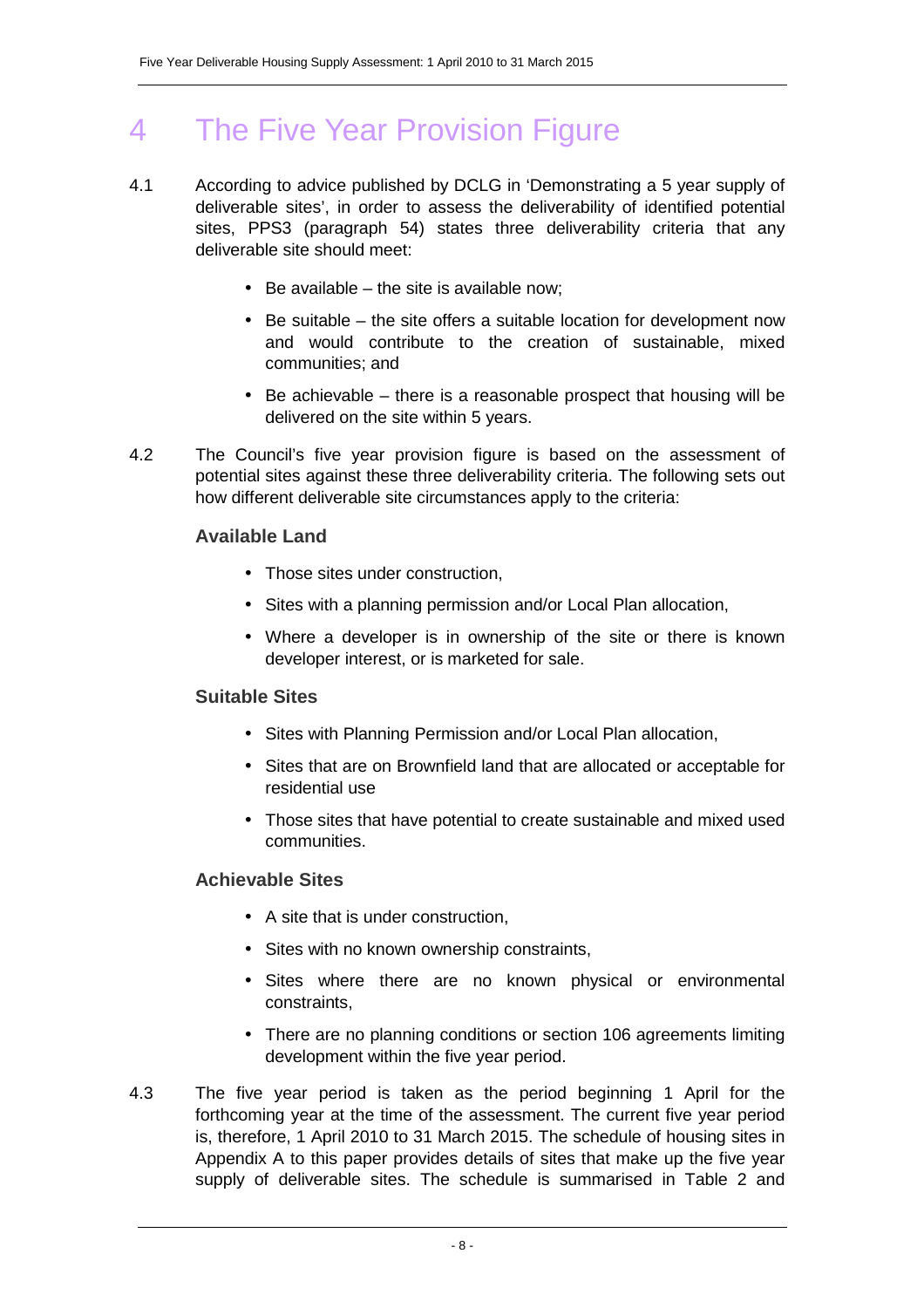# 4 The Five Year Provision Figure

4.1 According to advice published by DCLG in 'Demonstrating a 5 year supply of deliverable sites', in order to assess the deliverability of identified potential sites, PPS3 (paragraph 54) states three deliverability criteria that any deliverable site should meet:

- Be available – the site is available now;
- Be suitable – the site offers a suitable location for development now and would contribute to the creation of sustainable, mixed communities; and
- Be achievable – there is a reasonable prospect that housing will be delivered on the site within 5 years.

4.2 The Council's five year provision figure is based on the assessment of potential sites against these three deliverability criteria. The following sets out how different deliverable site circumstances apply to the criteria:

### Available Land

- Those sites under construction,
- Sites with a planning permission and/or Local Plan allocation,
- Where a developer is in ownership of the site or there is known developer interest, or is marketed for sale.

### Suitable Sites

- Sites with Planning Permission and/or Local Plan allocation,
- Sites that are on Brownfield land that are allocated or acceptable for residential use
- Those sites that have potential to create sustainable and mixed used communities.

### Achievable Sites

- A site that is under construction,
- Sites with no known ownership constraints,
- Sites where there are no known physical or environmental constraints,
- There are no planning conditions or section 106 agreements limiting development within the five year period.

4.3 The five year period is taken as the period beginning 1 April for the forthcoming year at the time of the assessment. The current five year period is, therefore, 1 April 2010 to 31 March 2015. The schedule of housing sites in Appendix A to this paper provides details of sites that make up the five year supply of deliverable sites. The schedule is summarised in Table 2 and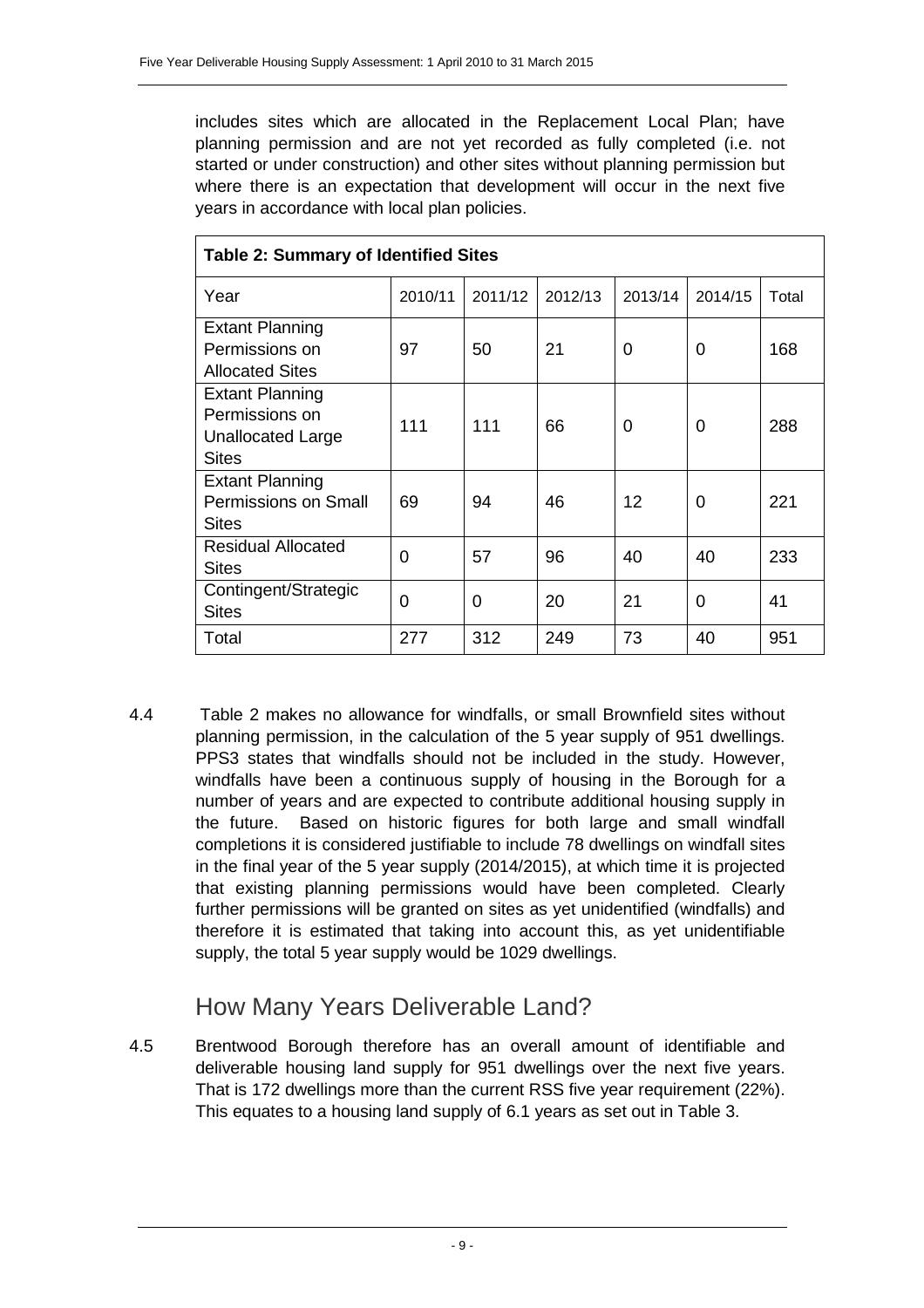includes sites which are allocated in the Replacement Local Plan; have planning permission and are not yet recorded as fully completed (i.e. not started or under construction) and other sites without planning permission but where there is an expectation that development will occur in the next five years in accordance with local plan policies.

**Table 2: Summary of Identified Sites**

| Year | 2010/11 | 2011/12 | 2012/13 | 2013/14 | 2014/15 | Total |
|---|---|---|---|---|---|---|
| Extant Planning Permissions on Allocated Sites | 97 | 50 | 21 | 0 | 0 | 168 |
| Extant Planning Permissions on Unallocated Large Sites | 111 | 111 | 66 | 0 | 0 | 288 |
| Extant Planning Permissions on Small Sites | 69 | 94 | 46 | 12 | 0 | 221 |
| Residual Allocated Sites | 0 | 57 | 96 | 40 | 40 | 233 |
| Contingent/Strategic Sites | 0 | 0 | 20 | 21 | 0 | 41 |
| Total | 277 | 312 | 249 | 73 | 40 | 951 |

4.4 Table 2 makes no allowance for windfalls, or small Brownfield sites without planning permission, in the calculation of the 5 year supply of 951 dwellings. PPS3 states that windfalls should not be included in the study. However, windfalls have been a continuous supply of housing in the Borough for a number of years and are expected to contribute additional housing supply in the future. Based on historic figures for both large and small windfall completions it is considered justifiable to include 78 dwellings on windfall sites in the final year of the 5 year supply (2014/2015), at which time it is projected that existing planning permissions would have been completed. Clearly further permissions will be granted on sites as yet unidentified (windfalls) and therefore it is estimated that taking into account this, as yet unidentifiable supply, the total 5 year supply would be 1029 dwellings.

## How Many Years Deliverable Land?

4.5 Brentwood Borough therefore has an overall amount of identifiable and deliverable housing land supply for 951 dwellings over the next five years. That is 172 dwellings more than the current RSS five year requirement (22%). This equates to a housing land supply of 6.1 years as set out in Table 3.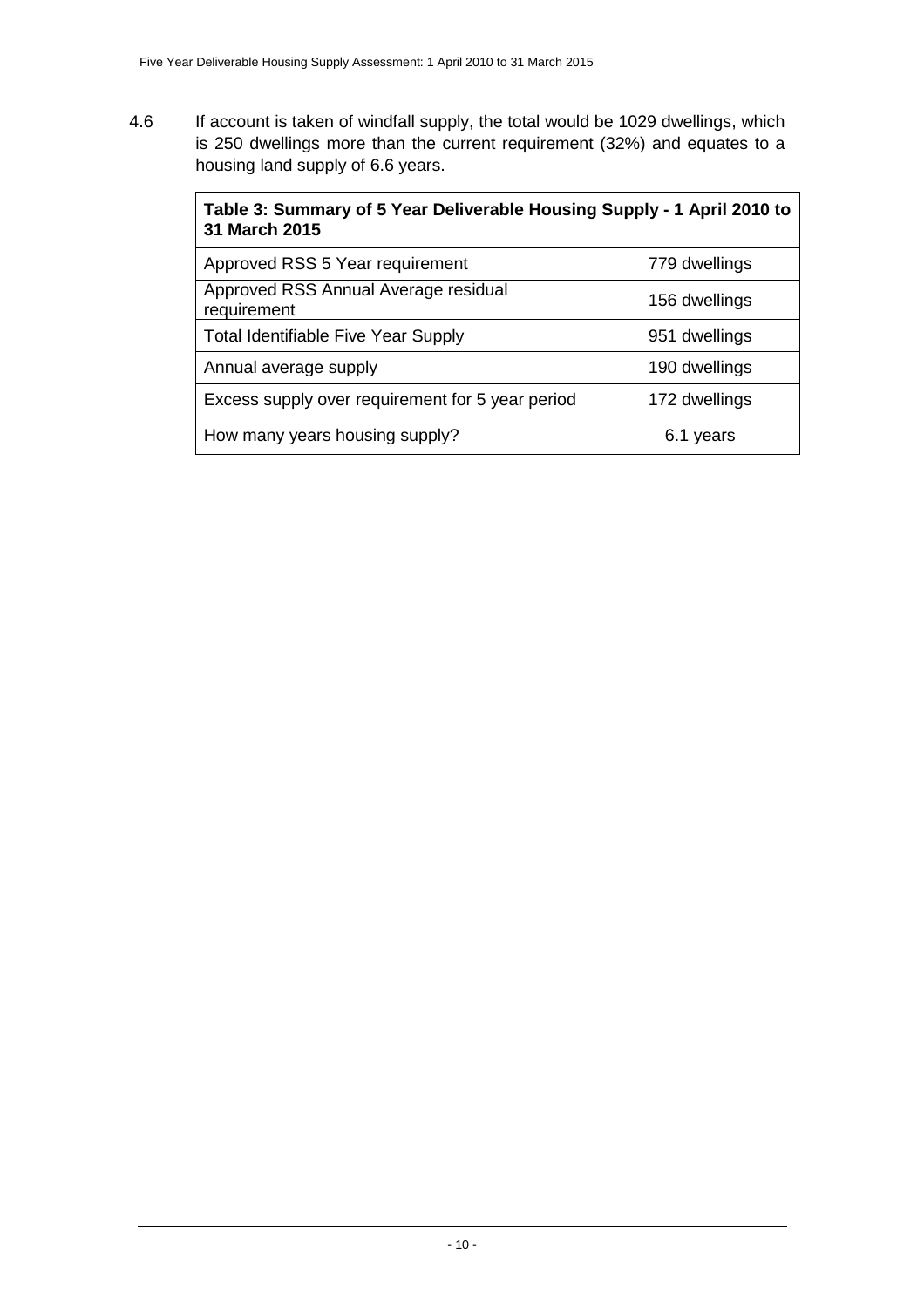4.6 If account is taken of windfall supply, the total would be 1029 dwellings, which is 250 dwellings more than the current requirement (32%) and equates to a housing land supply of 6.6 years.

| **Table 3: Summary of 5 Year Deliverable Housing Supply - 1 April 2010 to 31 March 2015** | |
|---|---|
| Approved RSS 5 Year requirement | 779 dwellings |
| Approved RSS Annual Average residual requirement | 156 dwellings |
| Total Identifiable Five Year Supply | 951 dwellings |
| Annual average supply | 190 dwellings |
| Excess supply over requirement for 5 year period | 172 dwellings |
| How many years housing supply? | 6.1 years |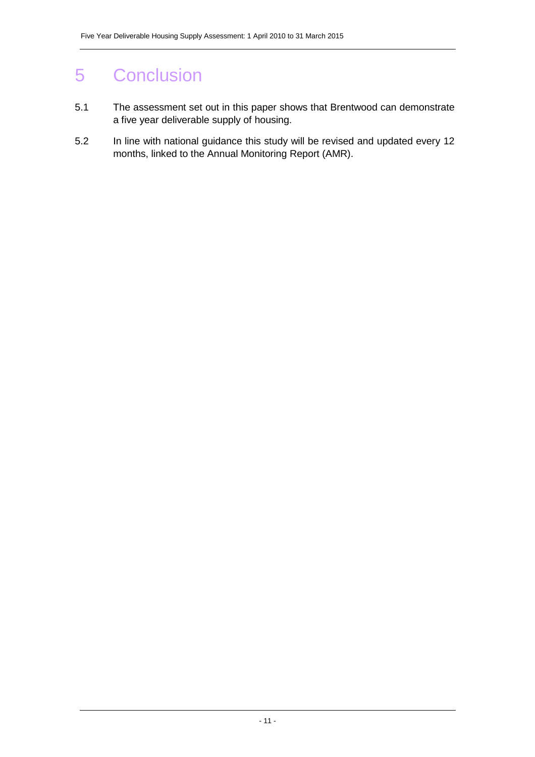# 5 Conclusion

5.1 The assessment set out in this paper shows that Brentwood can demonstrate a five year deliverable supply of housing.

5.2 In line with national guidance this study will be revised and updated every 12 months, linked to the Annual Monitoring Report (AMR).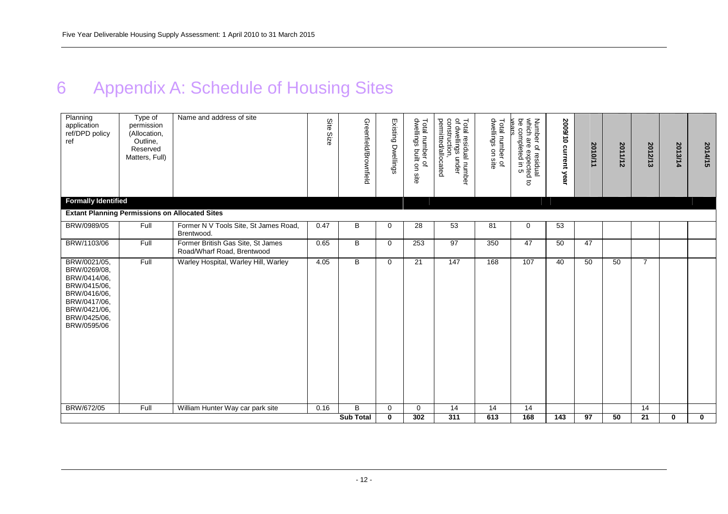# 6 Appendix A: Schedule of Housing Sites

| Planning application ref/DPD policy ref | Type of permission (Allocation, Outline, Reserved Matters, Full) | Name and address of site | Site Size | Greenfield/Brownfield | Existing Dwellings | Total number of dwellings built on site | Total residual number of dwellings under construction, permitted/allocated | Total number of dwellings on site | Number of residual which are expected to be completed in 5 years | 2009/10 current year | 2010/11 | 2011/12 | 2012/13 | 2013/14 | 2014/15 |
|---|---|---|---|---|---|---|---|---|---|---|---|---|---|---|---|
| **Formally Identified** | | | | | | | | | | | | | | | |
| **Extant Planning Permissions on Allocated Sites** | | | | | | | | | | | | | | | |
| BRW/0989/05 | Full | Former N V Tools Site, St James Road, Brentwood. | 0.47 | B | 0 | 28 | 53 | 81 | 0 | 53 | | | | | |
| BRW/1103/06 | Full | Former British Gas Site, St James Road/Wharf Road, Brentwood | 0.65 | B | 0 | 253 | 97 | 350 | 47 | 50 | 47 | | | | |
| BRW/0021/05, BRW/0269/08, BRW/0414/06, BRW/0415/06, BRW/0416/06, BRW/0417/06, BRW/0421/06, BRW/0425/06, BRW/0595/06 | Full | Warley Hospital, Warley Hill, Warley | 4.05 | B | 0 | 21 | 147 | 168 | 107 | 40 | 50 | 50 | 7 | | |
| BRW/672/05 | Full | William Hunter Way car park site | 0.16 | B | 0 | 0 | 14 | 14 | 14 | | | | 14 | | |
| | | | | **Sub Total** | **0** | **302** | **311** | **613** | **168** | **143** | **97** | **50** | **21** | **0** | **0** |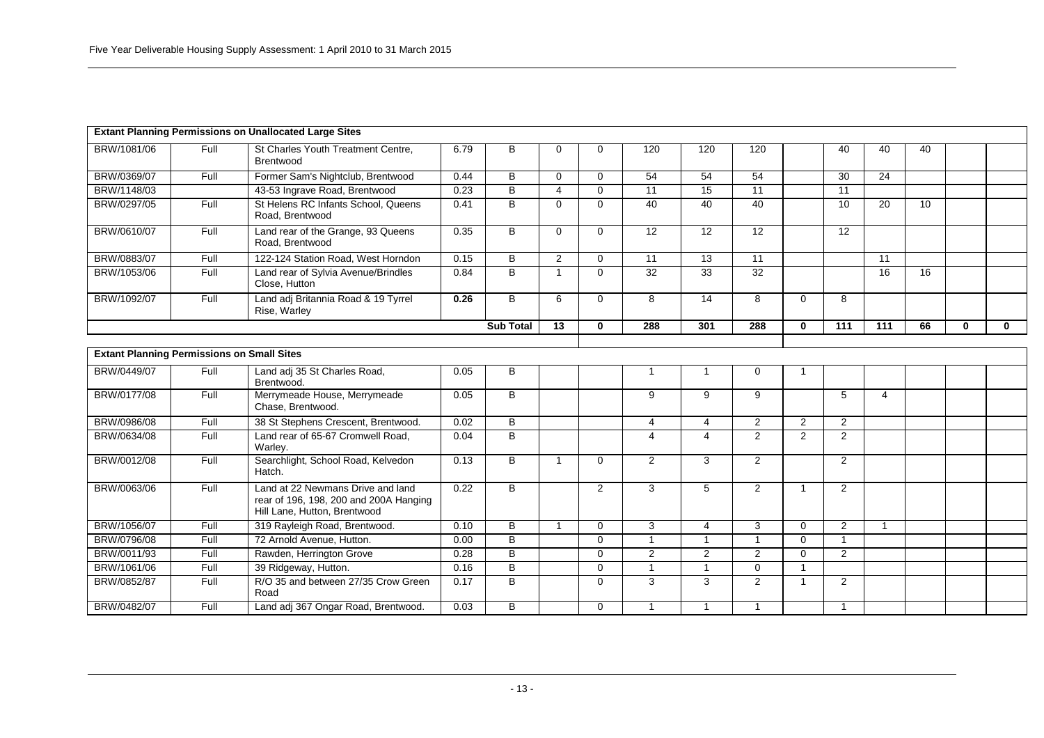| **Extant Planning Permissions on Unallocated Large Sites** | | | | | | | | | | | | | | | |
|---|---|---|---|---|---|---|---|---|---|---|---|---|---|---|---|
| BRW/1081/06 | Full | St Charles Youth Treatment Centre, Brentwood | 6.79 | B | 0 | 0 | 120 | 120 | 120 | | 40 | 40 | 40 | | |
| BRW/0369/07 | Full | Former Sam's Nightclub, Brentwood | 0.44 | B | 0 | 0 | 54 | 54 | 54 | | 30 | 24 | | | |
| BRW/1148/03 | | 43-53 Ingrave Road, Brentwood | 0.23 | B | 4 | 0 | 11 | 15 | 11 | | 11 | | | | |
| BRW/0297/05 | Full | St Helens RC Infants School, Queens Road, Brentwood | 0.41 | B | 0 | 0 | 40 | 40 | 40 | | 10 | 20 | 10 | | |
| BRW/0610/07 | Full | Land rear of the Grange, 93 Queens Road, Brentwood | 0.35 | B | 0 | 0 | 12 | 12 | 12 | | 12 | | | | |
| BRW/0883/07 | Full | 122-124 Station Road, West Horndon | 0.15 | B | 2 | 0 | 11 | 13 | 11 | | | 11 | | | |
| BRW/1053/06 | Full | Land rear of Sylvia Avenue/Brindles Close, Hutton | 0.84 | B | 1 | 0 | 32 | 33 | 32 | | | 16 | 16 | | |
| BRW/1092/07 | Full | Land adj Britannia Road & 19 Tyrrel Rise, Warley | **0.26** | B | 6 | 0 | 8 | 14 | 8 | 0 | 8 | | | | |
| | | | | **Sub Total** | **13** | **0** | **288** | **301** | **288** | **0** | **111** | **111** | **66** | **0** | **0** |
| **Extant Planning Permissions on Small Sites** | | | | | | | | | | | | | | | |
| BRW/0449/07 | Full | Land adj 35 St Charles Road, Brentwood. | 0.05 | B | | | 1 | 1 | 0 | 1 | | | | | |
| BRW/0177/08 | Full | Merrymeade House, Merrymeade Chase, Brentwood. | 0.05 | B | | | 9 | 9 | 9 | | 5 | 4 | | | |
| BRW/0986/08 | Full | 38 St Stephens Crescent, Brentwood. | 0.02 | B | | | 4 | 4 | 2 | 2 | 2 | | | | |
| BRW/0634/08 | Full | Land rear of 65-67 Cromwell Road, Warley. | 0.04 | B | | | 4 | 4 | 2 | 2 | 2 | | | | |
| BRW/0012/08 | Full | Searchlight, School Road, Kelvedon Hatch. | 0.13 | B | 1 | 0 | 2 | 3 | 2 | | 2 | | | | |
| BRW/0063/06 | Full | Land at 22 Newmans Drive and land rear of 196, 198, 200 and 200A Hanging Hill Lane, Hutton, Brentwood | 0.22 | B | | 2 | 3 | 5 | 2 | 1 | 2 | | | | |
| BRW/1056/07 | Full | 319 Rayleigh Road, Brentwood. | 0.10 | B | 1 | 0 | 3 | 4 | 3 | 0 | 2 | 1 | | | |
| BRW/0796/08 | Full | 72 Arnold Avenue, Hutton. | 0.00 | B | | 0 | 1 | 1 | 1 | 0 | 1 | | | | |
| BRW/0011/93 | Full | Rawden, Herrington Grove | 0.28 | B | | 0 | 2 | 2 | 2 | 0 | 2 | | | | |
| BRW/1061/06 | Full | 39 Ridgeway, Hutton. | 0.16 | B | | 0 | 1 | 1 | 0 | 1 | | | | | |
| BRW/0852/87 | Full | R/O 35 and between 27/35 Crow Green Road | 0.17 | B | | 0 | 3 | 3 | 2 | 1 | 2 | | | | |
| BRW/0482/07 | Full | Land adj 367 Ongar Road, Brentwood. | 0.03 | B | | 0 | 1 | 1 | 1 | | 1 | | | | |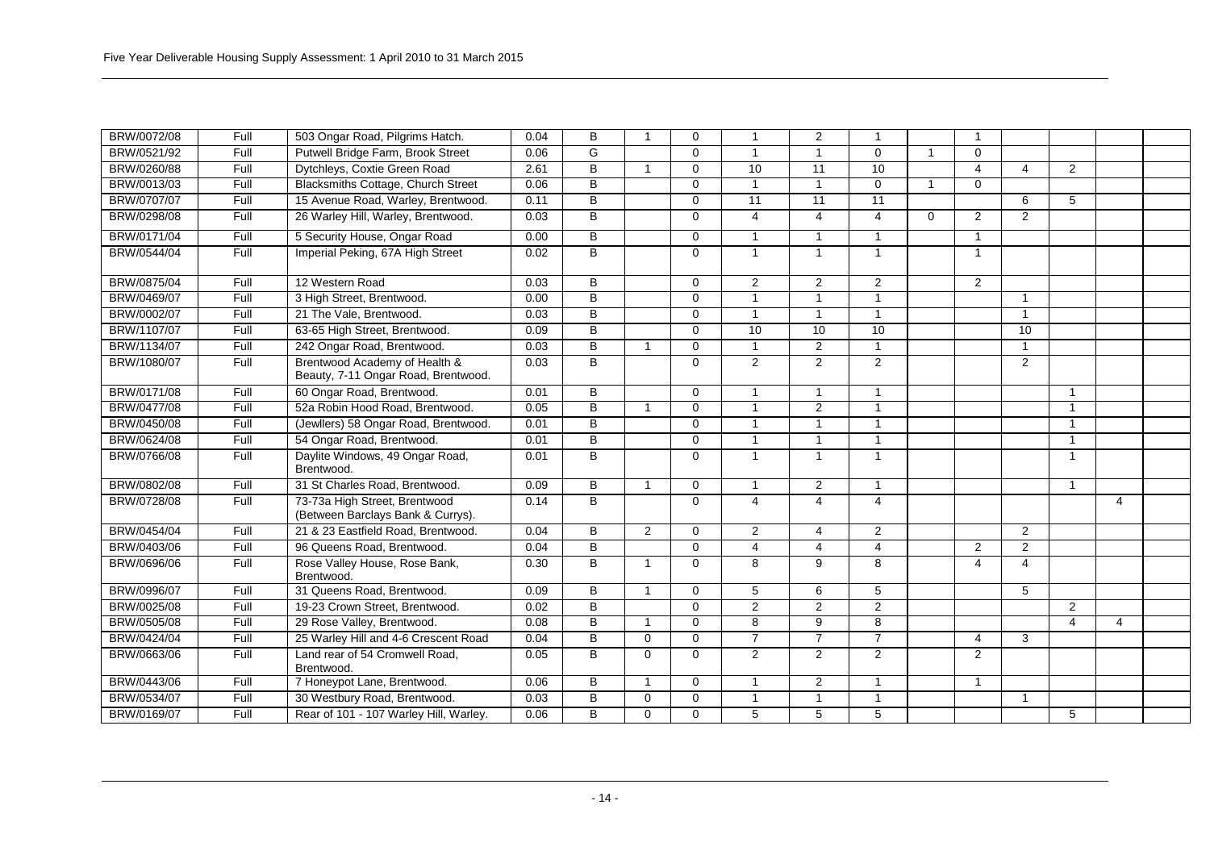| | | | | | | | | | | | | | | | |
|---|---|---|---|---|---|---|---|---|---|---|---|---|---|---|---|
| BRW/0072/08 | Full | 503 Ongar Road, Pilgrims Hatch. | 0.04 | B | 1 | 0 | 1 | 2 | 1 | | 1 | | | | |
| BRW/0521/92 | Full | Putwell Bridge Farm, Brook Street | 0.06 | G | | 0 | 1 | 1 | 0 | 1 | 0 | | | | |
| BRW/0260/88 | Full | Dytchleys, Coxtie Green Road | 2.61 | B | 1 | 0 | 10 | 11 | 10 | | 4 | 4 | 2 | | |
| BRW/0013/03 | Full | Blacksmiths Cottage, Church Street | 0.06 | B | | 0 | 1 | 1 | 0 | 1 | 0 | | | | |
| BRW/0707/07 | Full | 15 Avenue Road, Warley, Brentwood. | 0.11 | B | | 0 | 11 | 11 | 11 | | | 6 | 5 | | |
| BRW/0298/08 | Full | 26 Warley Hill, Warley, Brentwood. | 0.03 | B | | 0 | 4 | 4 | 4 | 0 | 2 | 2 | | | |
| BRW/0171/04 | Full | 5 Security House, Ongar Road | 0.00 | B | | 0 | 1 | 1 | 1 | | 1 | | | | |
| BRW/0544/04 | Full | Imperial Peking, 67A High Street | 0.02 | B | | 0 | 1 | 1 | 1 | | 1 | | | | |
| BRW/0875/04 | Full | 12 Western Road | 0.03 | B | | 0 | 2 | 2 | 2 | | 2 | | | | |
| BRW/0469/07 | Full | 3 High Street, Brentwood. | 0.00 | B | | 0 | 1 | 1 | 1 | | | 1 | | | |
| BRW/0002/07 | Full | 21 The Vale, Brentwood. | 0.03 | B | | 0 | 1 | 1 | 1 | | | 1 | | | |
| BRW/1107/07 | Full | 63-65 High Street, Brentwood. | 0.09 | B | | 0 | 10 | 10 | 10 | | | 10 | | | |
| BRW/1134/07 | Full | 242 Ongar Road, Brentwood. | 0.03 | B | 1 | 0 | 1 | 2 | 1 | | | 1 | | | |
| BRW/1080/07 | Full | Brentwood Academy of Health & Beauty, 7-11 Ongar Road, Brentwood. | 0.03 | B | | 0 | 2 | 2 | 2 | | | 2 | | | |
| BRW/0171/08 | Full | 60 Ongar Road, Brentwood. | 0.01 | B | | 0 | 1 | 1 | 1 | | | | 1 | | |
| BRW/0477/08 | Full | 52a Robin Hood Road, Brentwood. | 0.05 | B | 1 | 0 | 1 | 2 | 1 | | | | 1 | | |
| BRW/0450/08 | Full | (Jewllers) 58 Ongar Road, Brentwood. | 0.01 | B | | 0 | 1 | 1 | 1 | | | | 1 | | |
| BRW/0624/08 | Full | 54 Ongar Road, Brentwood. | 0.01 | B | | 0 | 1 | 1 | 1 | | | | 1 | | |
| BRW/0766/08 | Full | Daylite Windows, 49 Ongar Road, Brentwood. | 0.01 | B | | 0 | 1 | 1 | 1 | | | | 1 | | |
| BRW/0802/08 | Full | 31 St Charles Road, Brentwood. | 0.09 | B | 1 | 0 | 1 | 2 | 1 | | | | 1 | | |
| BRW/0728/08 | Full | 73-73a High Street, Brentwood (Between Barclays Bank & Currys). | 0.14 | B | | 0 | 4 | 4 | 4 | | | | | 4 | |
| BRW/0454/04 | Full | 21 & 23 Eastfield Road, Brentwood. | 0.04 | B | 2 | 0 | 2 | 4 | 2 | | | 2 | | | |
| BRW/0403/06 | Full | 96 Queens Road, Brentwood. | 0.04 | B | | 0 | 4 | 4 | 4 | | 2 | 2 | | | |
| BRW/0696/06 | Full | Rose Valley House, Rose Bank, Brentwood. | 0.30 | B | 1 | 0 | 8 | 9 | 8 | | 4 | 4 | | | |
| BRW/0996/07 | Full | 31 Queens Road, Brentwood. | 0.09 | B | 1 | 0 | 5 | 6 | 5 | | | 5 | | | |
| BRW/0025/08 | Full | 19-23 Crown Street, Brentwood. | 0.02 | B | | 0 | 2 | 2 | 2 | | | | 2 | | |
| BRW/0505/08 | Full | 29 Rose Valley, Brentwood. | 0.08 | B | 1 | 0 | 8 | 9 | 8 | | | | 4 | 4 | |
| BRW/0424/04 | Full | 25 Warley Hill and 4-6 Crescent Road | 0.04 | B | 0 | 0 | 7 | 7 | 7 | | 4 | 3 | | | |
| BRW/0663/06 | Full | Land rear of 54 Cromwell Road, Brentwood. | 0.05 | B | 0 | 0 | 2 | 2 | 2 | | 2 | | | | |
| BRW/0443/06 | Full | 7 Honeypot Lane, Brentwood. | 0.06 | B | 1 | 0 | 1 | 2 | 1 | | 1 | | | | |
| BRW/0534/07 | Full | 30 Westbury Road, Brentwood. | 0.03 | B | 0 | 0 | 1 | 1 | 1 | | | 1 | | | |
| BRW/0169/07 | Full | Rear of 101 - 107 Warley Hill, Warley. | 0.06 | B | 0 | 0 | 5 | 5 | 5 | | | | 5 | | |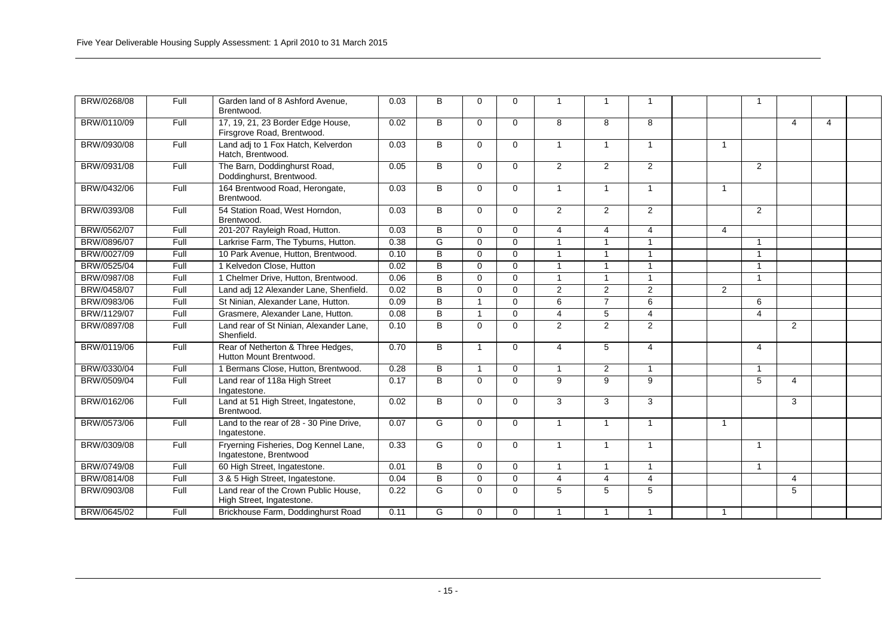Five Year Deliverable Housing Supply Assessment: 1 April 2010 to 31 March 2015

| | | | | | | | | | | | | | | | |
|---|---|---|---|---|---|---|---|---|---|---|---|---|---|---|---|
| BRW/0268/08 | Full | Garden land of 8 Ashford Avenue, Brentwood. | 0.03 | B | 0 | 0 | 1 | 1 | 1 | | | 1 | | | |
| BRW/0110/09 | Full | 17, 19, 21, 23 Border Edge House, Firsgrove Road, Brentwood. | 0.02 | B | 0 | 0 | 8 | 8 | 8 | | | | 4 | 4 | |
| BRW/0930/08 | Full | Land adj to 1 Fox Hatch, Kelverdon Hatch, Brentwood. | 0.03 | B | 0 | 0 | 1 | 1 | 1 | | 1 | | | | |
| BRW/0931/08 | Full | The Barn, Doddinghurst Road, Doddinghurst, Brentwood. | 0.05 | B | 0 | 0 | 2 | 2 | 2 | | | 2 | | | |
| BRW/0432/06 | Full | 164 Brentwood Road, Herongate, Brentwood. | 0.03 | B | 0 | 0 | 1 | 1 | 1 | | 1 | | | | |
| BRW/0393/08 | Full | 54 Station Road, West Horndon, Brentwood. | 0.03 | B | 0 | 0 | 2 | 2 | 2 | | | 2 | | | |
| BRW/0562/07 | Full | 201-207 Rayleigh Road, Hutton. | 0.03 | B | 0 | 0 | 4 | 4 | 4 | | 4 | | | | |
| BRW/0896/07 | Full | Larkrise Farm, The Tyburns, Hutton. | 0.38 | G | 0 | 0 | 1 | 1 | 1 | | | 1 | | | |
| BRW/0027/09 | Full | 10 Park Avenue, Hutton, Brentwood. | 0.10 | B | 0 | 0 | 1 | 1 | 1 | | | 1 | | | |
| BRW/0525/04 | Full | 1 Kelvedon Close, Hutton | 0.02 | B | 0 | 0 | 1 | 1 | 1 | | | 1 | | | |
| BRW/0987/08 | Full | 1 Chelmer Drive, Hutton, Brentwood. | 0.06 | B | 0 | 0 | 1 | 1 | 1 | | | 1 | | | |
| BRW/0458/07 | Full | Land adj 12 Alexander Lane, Shenfield. | 0.02 | B | 0 | 0 | 2 | 2 | 2 | | 2 | | | | |
| BRW/0983/06 | Full | St Ninian, Alexander Lane, Hutton. | 0.09 | B | 1 | 0 | 6 | 7 | 6 | | | 6 | | | |
| BRW/1129/07 | Full | Grasmere, Alexander Lane, Hutton. | 0.08 | B | 1 | 0 | 4 | 5 | 4 | | | 4 | | | |
| BRW/0897/08 | Full | Land rear of St Ninian, Alexander Lane, Shenfield. | 0.10 | B | 0 | 0 | 2 | 2 | 2 | | | | 2 | | |
| BRW/0119/06 | Full | Rear of Netherton & Three Hedges, Hutton Mount Brentwood. | 0.70 | B | 1 | 0 | 4 | 5 | 4 | | | 4 | | | |
| BRW/0330/04 | Full | 1 Bermans Close, Hutton, Brentwood. | 0.28 | B | 1 | 0 | 1 | 2 | 1 | | | 1 | | | |
| BRW/0509/04 | Full | Land rear of 118a High Street Ingatestone. | 0.17 | B | 0 | 0 | 9 | 9 | 9 | | | 5 | 4 | | |
| BRW/0162/06 | Full | Land at 51 High Street, Ingatestone, Brentwood. | 0.02 | B | 0 | 0 | 3 | 3 | 3 | | | | 3 | | |
| BRW/0573/06 | Full | Land to the rear of 28 - 30 Pine Drive, Ingatestone. | 0.07 | G | 0 | 0 | 1 | 1 | 1 | | 1 | | | | |
| BRW/0309/08 | Full | Fryerning Fisheries, Dog Kennel Lane, Ingatestone, Brentwood | 0.33 | G | 0 | 0 | 1 | 1 | 1 | | | 1 | | | |
| BRW/0749/08 | Full | 60 High Street, Ingatestone. | 0.01 | B | 0 | 0 | 1 | 1 | 1 | | | 1 | | | |
| BRW/0814/08 | Full | 3 & 5 High Street, Ingatestone. | 0.04 | B | 0 | 0 | 4 | 4 | 4 | | | | 4 | | |
| BRW/0903/08 | Full | Land rear of the Crown Public House, High Street, Ingatestone. | 0.22 | G | 0 | 0 | 5 | 5 | 5 | | | | 5 | | |
| BRW/0645/02 | Full | Brickhouse Farm, Doddinghurst Road | 0.11 | G | 0 | 0 | 1 | 1 | 1 | | 1 | | | | |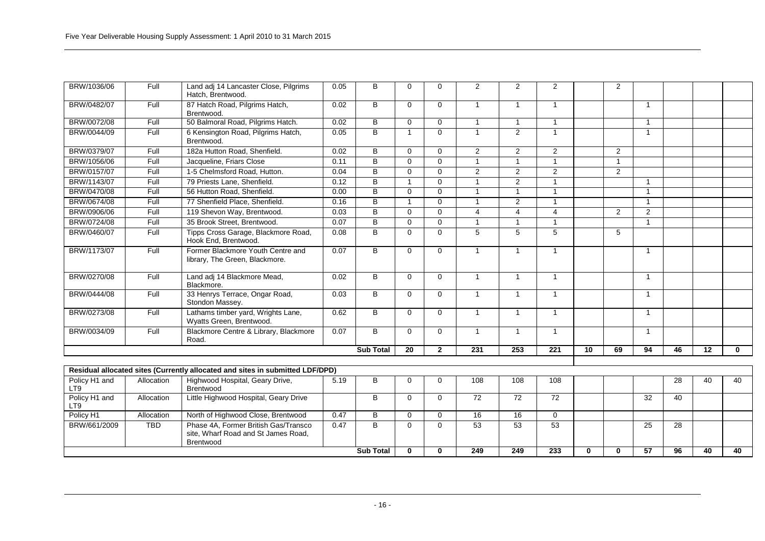| | | | | | | | | | | | | | | | |
|---|---|---|---|---|---|---|---|---|---|---|---|---|---|---|---|
| BRW/1036/06 | Full | Land adj 14 Lancaster Close, Pilgrims Hatch, Brentwood. | 0.05 | B | 0 | 0 | 2 | 2 | 2 | | 2 | | | | |
| BRW/0482/07 | Full | 87 Hatch Road, Pilgrims Hatch, Brentwood. | 0.02 | B | 0 | 0 | 1 | 1 | 1 | | | 1 | | | |
| BRW/0072/08 | Full | 50 Balmoral Road, Pilgrims Hatch. | 0.02 | B | 0 | 0 | 1 | 1 | 1 | | | 1 | | | |
| BRW/0044/09 | Full | 6 Kensington Road, Pilgrims Hatch, Brentwood. | 0.05 | B | 1 | 0 | 1 | 2 | 1 | | | 1 | | | |
| BRW/0379/07 | Full | 182a Hutton Road, Shenfield. | 0.02 | B | 0 | 0 | 2 | 2 | 2 | | 2 | | | | |
| BRW/1056/06 | Full | Jacqueline, Friars Close | 0.11 | B | 0 | 0 | 1 | 1 | 1 | | 1 | | | | |
| BRW/0157/07 | Full | 1-5 Chelmsford Road, Hutton. | 0.04 | B | 0 | 0 | 2 | 2 | 2 | | 2 | | | | |
| BRW/1143/07 | Full | 79 Priests Lane, Shenfield. | 0.12 | B | 1 | 0 | 1 | 2 | 1 | | | 1 | | | |
| BRW/0470/08 | Full | 56 Hutton Road, Shenfield. | 0.00 | B | 0 | 0 | 1 | 1 | 1 | | | 1 | | | |
| BRW/0674/08 | Full | 77 Shenfield Place, Shenfield. | 0.16 | B | 1 | 0 | 1 | 2 | 1 | | | 1 | | | |
| BRW/0906/06 | Full | 119 Shevon Way, Brentwood. | 0.03 | B | 0 | 0 | 4 | 4 | 4 | | 2 | 2 | | | |
| BRW/0724/08 | Full | 35 Brook Street, Brentwood. | 0.07 | B | 0 | 0 | 1 | 1 | 1 | | | 1 | | | |
| BRW/0460/07 | Full | Tipps Cross Garage, Blackmore Road, Hook End, Brentwood. | 0.08 | B | 0 | 0 | 5 | 5 | 5 | | 5 | | | | |
| BRW/1173/07 | Full | Former Blackmore Youth Centre and library, The Green, Blackmore. | 0.07 | B | 0 | 0 | 1 | 1 | 1 | | | 1 | | | |
| BRW/0270/08 | Full | Land adj 14 Blackmore Mead, Blackmore. | 0.02 | B | 0 | 0 | 1 | 1 | 1 | | | 1 | | | |
| BRW/0444/08 | Full | 33 Henrys Terrace, Ongar Road, Stondon Massey. | 0.03 | B | 0 | 0 | 1 | 1 | 1 | | | 1 | | | |
| BRW/0273/08 | Full | Lathams timber yard, Wrights Lane, Wyatts Green, Brentwood. | 0.62 | B | 0 | 0 | 1 | 1 | 1 | | | 1 | | | |
| BRW/0034/09 | Full | Blackmore Centre & Library, Blackmore Road. | 0.07 | B | 0 | 0 | 1 | 1 | 1 | | | 1 | | | |
| | | | | **Sub Total** | **20** | **2** | **231** | **253** | **221** | **10** | **69** | **94** | **46** | **12** | **0** |
| **Residual allocated sites (Currently allocated and sites in submitted LDF/DPD)** | | | | | | | | | | | | | | | |
| Policy H1 and LT9 | Allocation | Highwood Hospital, Geary Drive, Brentwood | 5.19 | B | 0 | 0 | 108 | 108 | 108 | | | | 28 | 40 | 40 |
| Policy H1 and LT9 | Allocation | Little Highwood Hospital, Geary Drive | | B | 0 | 0 | 72 | 72 | 72 | | | 32 | 40 | | |
| Policy H1 | Allocation | North of Highwood Close, Brentwood | 0.47 | B | 0 | 0 | 16 | 16 | 0 | | | | | | |
| BRW/661/2009 | TBD | Phase 4A, Former British Gas/Transco site, Wharf Road and St James Road, Brentwood | 0.47 | B | 0 | 0 | 53 | 53 | 53 | | | 25 | 28 | | |
| | | | | **Sub Total** | **0** | **0** | **249** | **249** | **233** | **0** | **0** | **57** | **96** | **40** | **40** |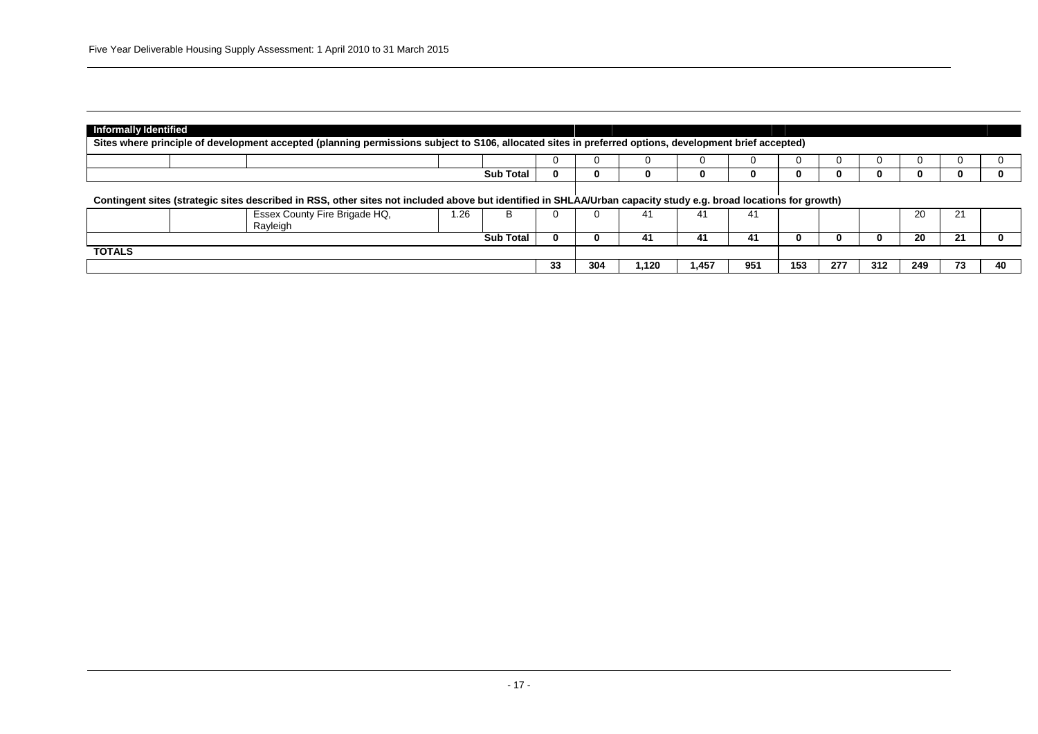| | | | | | | | | | | | | | | | |
|---|---|---|---|---|---|---|---|---|---|---|---|---|---|---|---|
| **Informally Identified** | | | | | | | | | | | | | | | |
| **Sites where principle of development accepted (planning permissions subject to S106, allocated sites in preferred options, development brief accepted)** | | | | | | | | | | | | | | | |
| | | | | | 0 | 0 | 0 | 0 | 0 | 0 | 0 | 0 | 0 | 0 | 0 |
| | | | | **Sub Total** | **0** | **0** | **0** | **0** | **0** | **0** | **0** | **0** | **0** | **0** | **0** |
| **Contingent sites (strategic sites described in RSS, other sites not included above but identified in SHLAA/Urban capacity study e.g. broad locations for growth)** | | | | | | | | | | | | | | | |
| | | Essex County Fire Brigade HQ, Rayleigh | 1.26 | B | 0 | 0 | 41 | 41 | 41 | | | | 20 | 21 | |
| | | | | **Sub Total** | **0** | **0** | **41** | **41** | **41** | **0** | **0** | **0** | **20** | **21** | **0** |
| **TOTALS** | | | | | | | | | | | | | | | |
| | | | | | **33** | **304** | **1,120** | **1,457** | **951** | **153** | **277** | **312** | **249** | **73** | **40** |